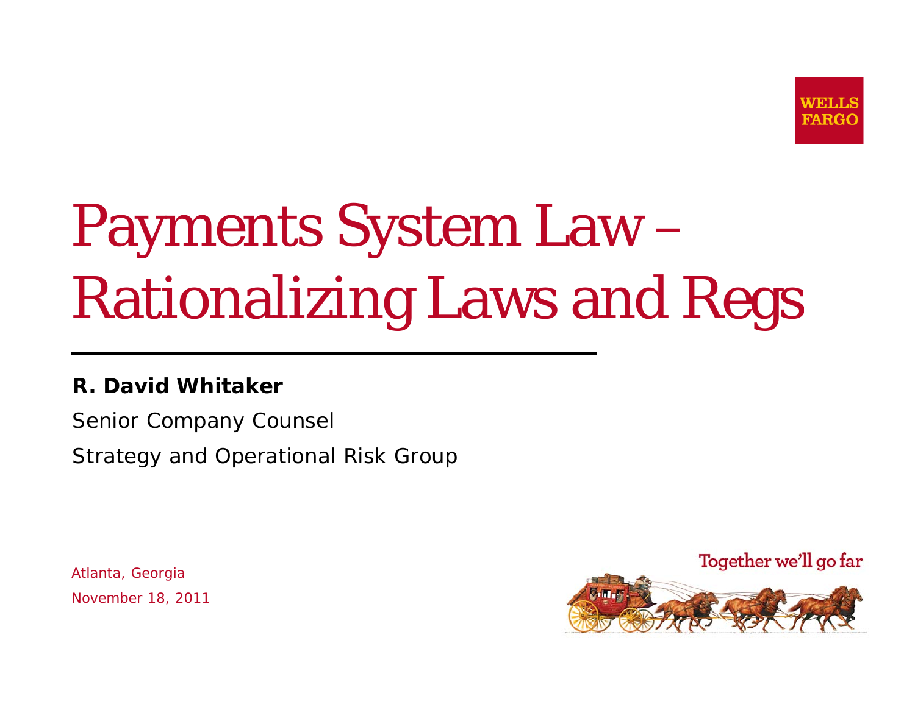# Payments System Law – Rationalizing Laws and Regs

**R. David Whitaker**

Senior Company Counsel

Strategy and Operational Risk Group

Atlanta, Georgia

November 18, 2011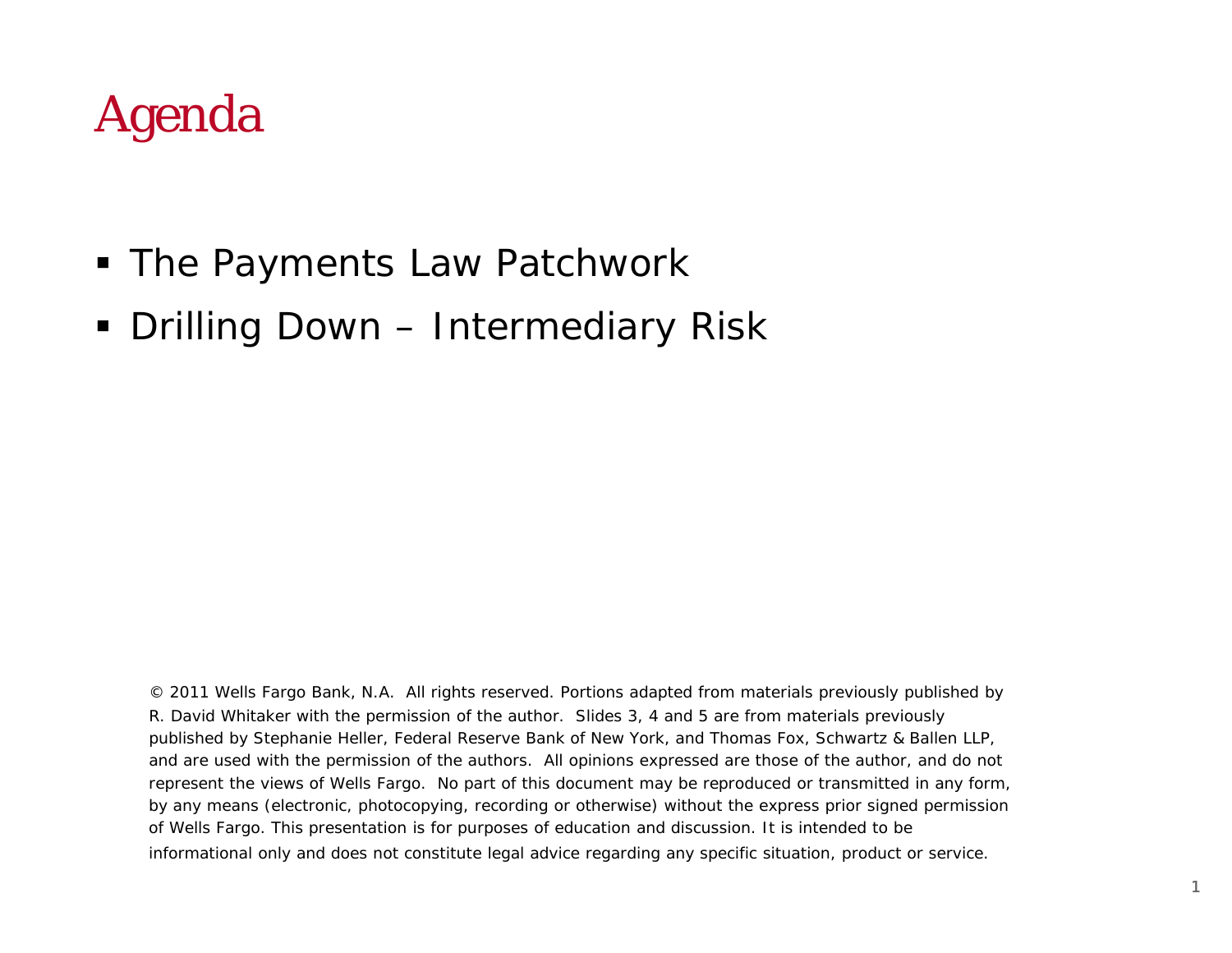# Agenda

- The Payments Law Patchwork
- Drilling Down – Intermediary Risk

© 2011 Wells Fargo Bank, N.A. All rights reserved. Portions adapted from materials previously published by R. David Whitaker with the permission of the author. Slides 3, 4 and 5 are from materials previously published by Stephanie Heller, Federal Reserve Bank of New York, and Thomas Fox, Schwartz & Ballen LLP, and are used with the permission of the authors. All opinions expressed are those of the author, and do not represent the views of Wells Fargo. No part of this document may be reproduced or transmitted in any form, by any means (electronic, photocopying, recording or otherwise) without the express prior signed permission of Wells Fargo. This presentation is for purposes of education and discussion. It is intended to be informational only and does not constitute legal advice regarding any specific situation, product or service.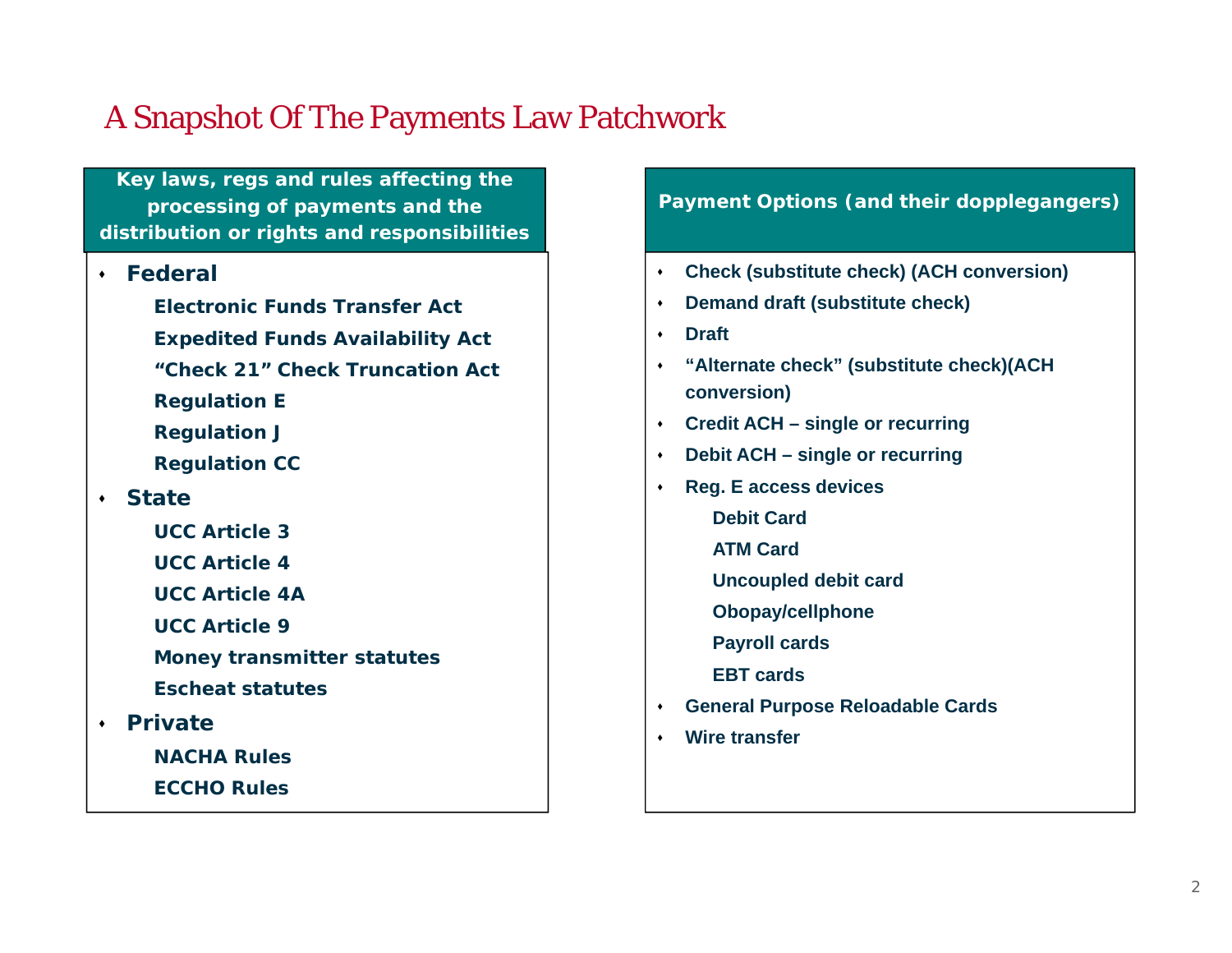# A Snapshot Of The Payments Law Patchwork

## Key laws, regs and rules affecting the processing of payments and the distribution or rights and responsibilities

- **Federal**
  - **Electronic Funds Transfer Act**
  - **Expedited Funds Availability Act**
  - **"Check 21" Check Truncation Act**
  - **Regulation E**
  - **Regulation J**
  - **Regulation CC**
- **State**
  - **UCC Article 3**
  - **UCC Article 4**
  - **UCC Article 4A**
  - **UCC Article 9**
  - **Money transmitter statutes**
  - **Escheat statutes**
- **Private**
  - **NACHA Rules**
  - **ECCHO Rules**

## Payment Options (and their dopplegangers)

- **Check (substitute check) (ACH conversion)**
- **Demand draft (substitute check)**
- **Draft**
- **"Alternate check" (substitute check)(ACH conversion)**
- **Credit ACH – single or recurring**
- **Debit ACH – single or recurring**
- **Reg. E access devices**
  - **Debit Card**
  - **ATM Card**
  - **Uncoupled debit card**
  - **Obopay/cellphone**
  - **Payroll cards**
  - **EBT cards**
- **General Purpose Reloadable Cards**
- **Wire transfer**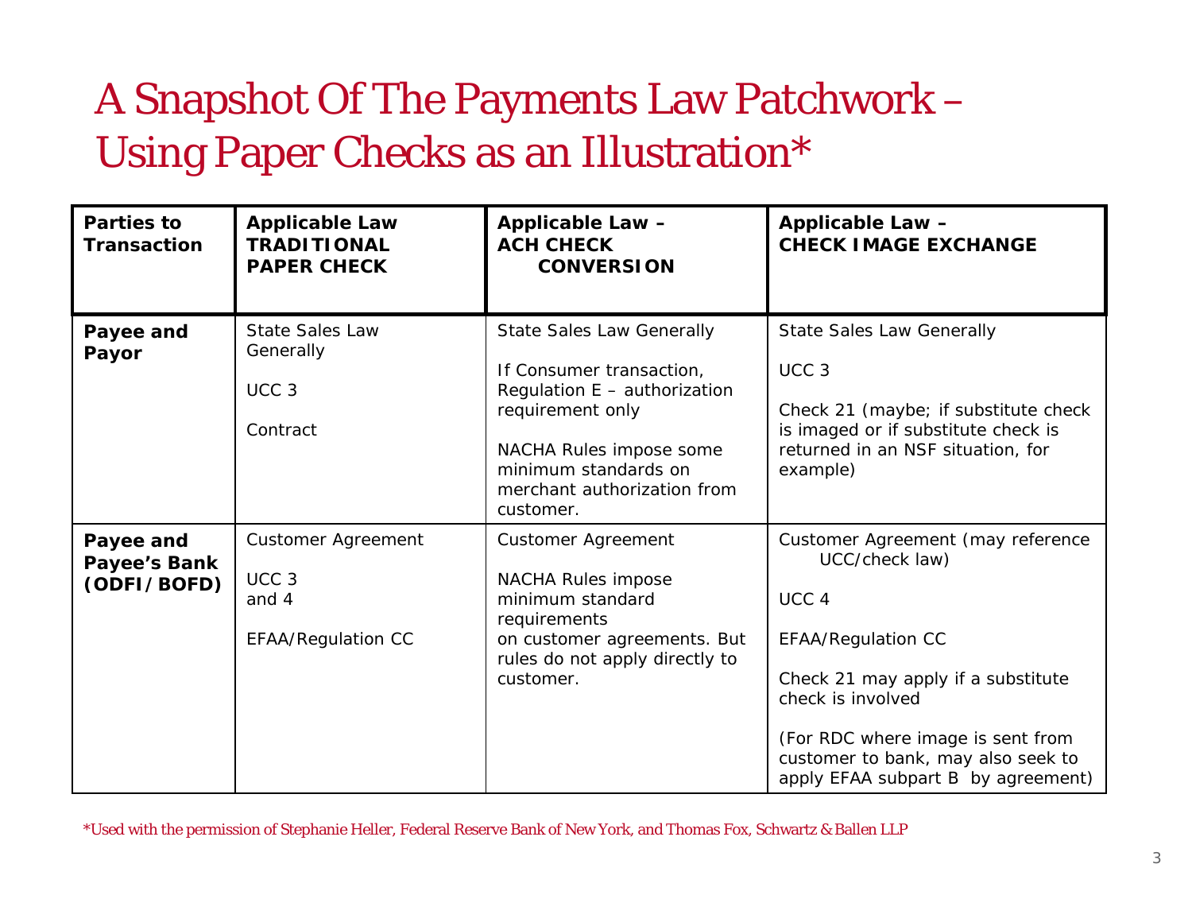# A Snapshot Of The Payments Law Patchwork – Using Paper Checks as an Illustration*

| Parties to Transaction | Applicable Law TRADITIONAL PAPER CHECK | Applicable Law – ACH CHECK CONVERSION | Applicable Law – CHECK IMAGE EXCHANGE |
|---|---|---|---|
| **Payee and Payor** | State Sales Law Generally<br><br>UCC 3<br><br>Contract | State Sales Law Generally<br><br>If Consumer transaction, Regulation E – authorization requirement only<br><br>NACHA Rules impose some minimum standards on merchant authorization from customer. | State Sales Law Generally<br><br>UCC 3<br><br>Check 21 (maybe; if substitute check is imaged or if substitute check is returned in an NSF situation, for example) |
| **Payee and Payee's Bank (ODFI/BOFD)** | Customer Agreement<br><br>UCC 3 and 4<br><br>EFAA/Regulation CC | Customer Agreement<br><br>NACHA Rules impose minimum standard requirements on customer agreements. But rules do not apply directly to customer. | Customer Agreement (may reference UCC/check law)<br><br>UCC 4<br><br>EFAA/Regulation CC<br><br>Check 21 may apply if a substitute check is involved<br><br>(For RDC where image is sent from customer to bank, may also seek to apply EFAA subpart B by agreement) |

*Used with the permission of Stephanie Heller, Federal Reserve Bank of New York, and Thomas Fox, Schwartz & Ballen LLP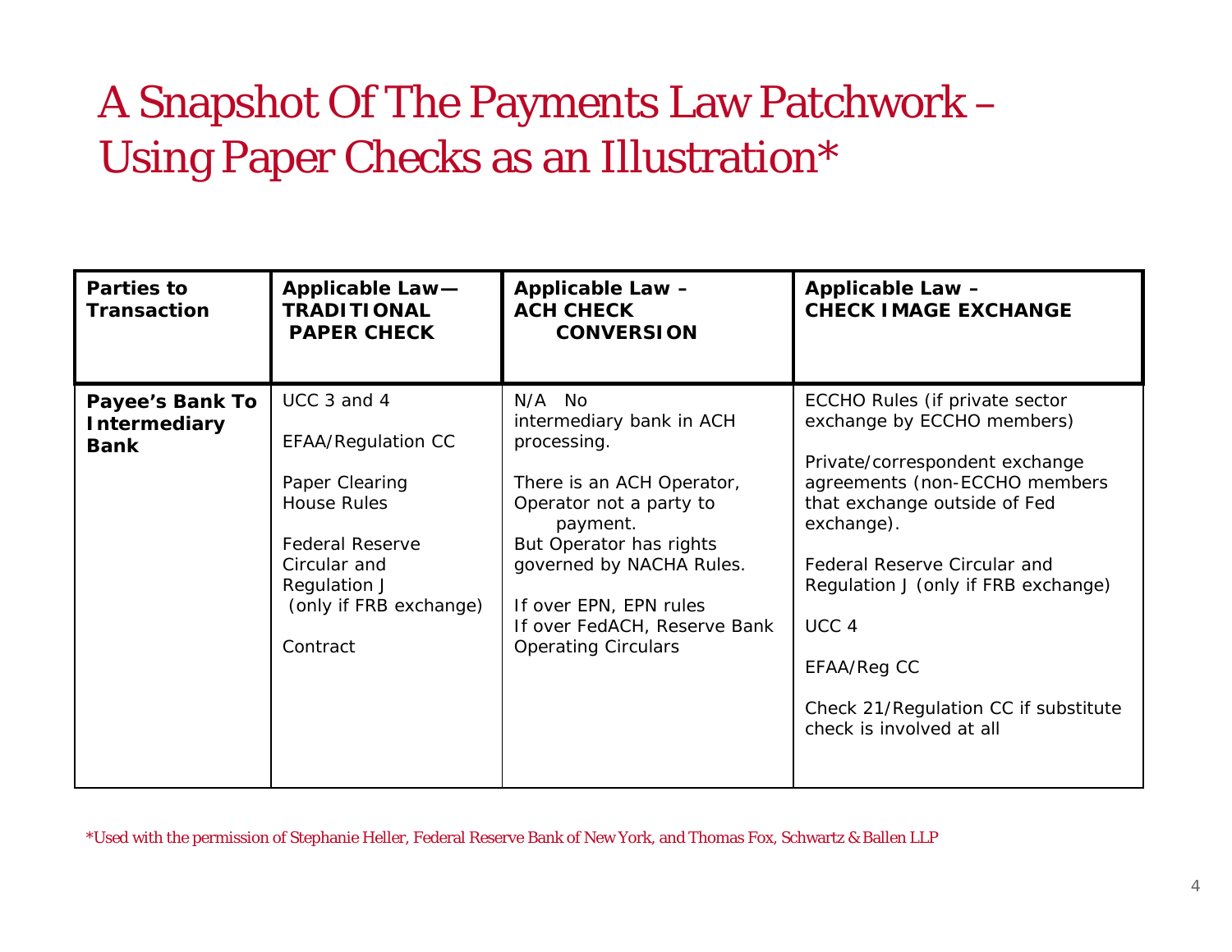# A Snapshot Of The Payments Law Patchwork – Using Paper Checks as an Illustration*

| Parties to Transaction | Applicable Law— TRADITIONAL PAPER CHECK | Applicable Law – ACH CHECK CONVERSION | Applicable Law – CHECK IMAGE EXCHANGE |
|---|---|---|---|
| **Payee's Bank To Intermediary Bank** | UCC 3 and 4<br><br>EFAA/Regulation CC<br><br>Paper Clearing House Rules<br><br>Federal Reserve Circular and Regulation J (only if FRB exchange)<br><br>Contract | N/A No intermediary bank in ACH processing.<br><br>There is an ACH Operator, Operator not a party to payment. But Operator has rights governed by NACHA Rules.<br><br>If over EPN, EPN rules If over FedACH, Reserve Bank Operating Circulars | ECCHO Rules (if private sector exchange by ECCHO members)<br><br>Private/correspondent exchange agreements (non-ECCHO members that exchange outside of Fed exchange).<br><br>Federal Reserve Circular and Regulation J (only if FRB exchange)<br><br>UCC 4<br><br>EFAA/Reg CC<br><br>Check 21/Regulation CC if substitute check is involved at all |

*Used with the permission of Stephanie Heller, Federal Reserve Bank of New York, and Thomas Fox, Schwartz & Ballen LLP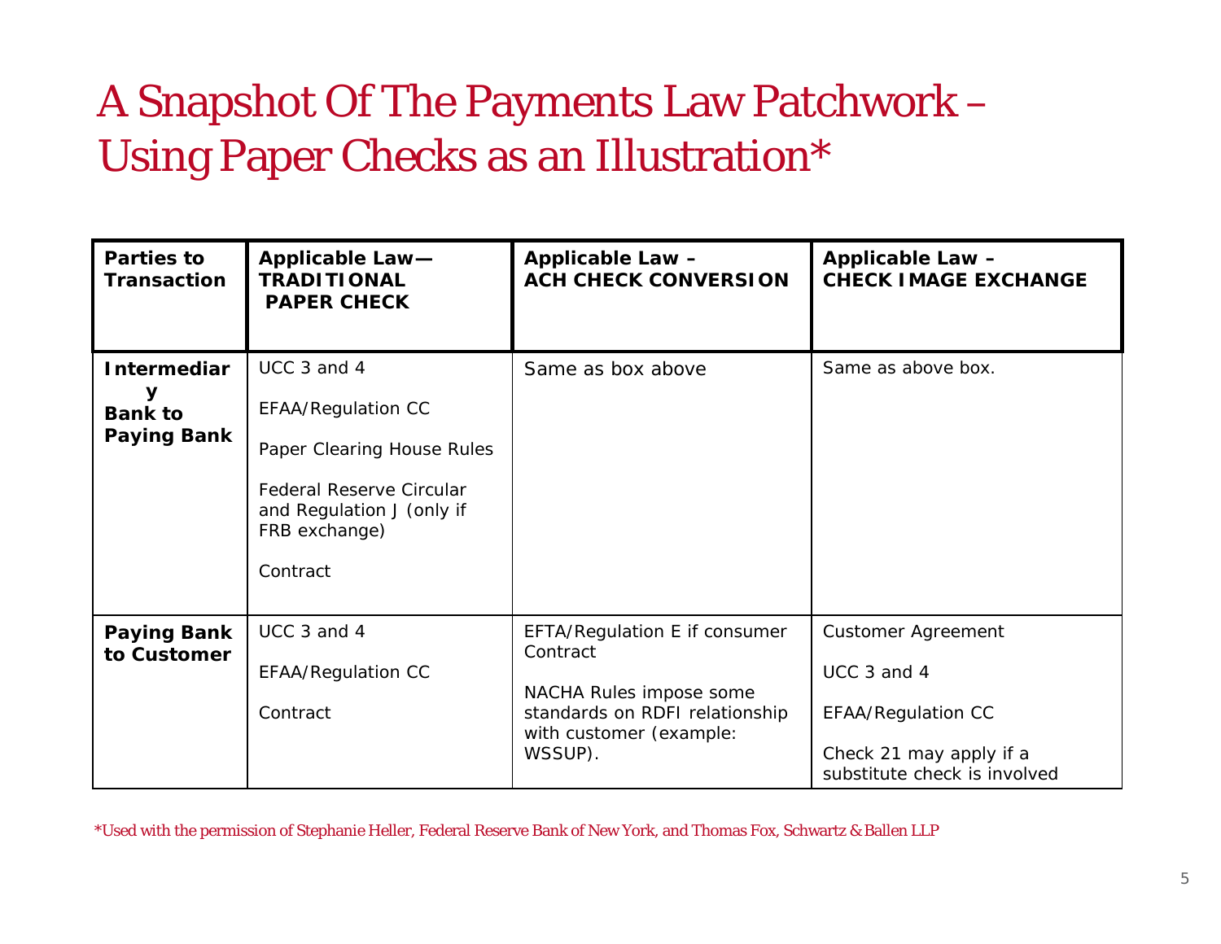# A Snapshot Of The Payments Law Patchwork – Using Paper Checks as an Illustration*

| Parties to Transaction | Applicable Law—TRADITIONAL PAPER CHECK | Applicable Law – ACH CHECK CONVERSION | Applicable Law – CHECK IMAGE EXCHANGE |
|---|---|---|---|
| Intermediary Bank to Paying Bank | UCC 3 and 4<br><br>EFAA/Regulation CC<br><br>Paper Clearing House Rules<br><br>Federal Reserve Circular and Regulation J (only if FRB exchange)<br><br>Contract | Same as box above | Same as above box. |
| Paying Bank to Customer | UCC 3 and 4<br><br>EFAA/Regulation CC<br><br>Contract | EFTA/Regulation E if consumer Contract<br><br>NACHA Rules impose some standards on RDFI relationship with customer (example: WSSUP). | Customer Agreement<br><br>UCC 3 and 4<br><br>EFAA/Regulation CC<br><br>Check 21 may apply if a substitute check is involved |

*Used with the permission of Stephanie Heller, Federal Reserve Bank of New York, and Thomas Fox, Schwartz & Ballen LLP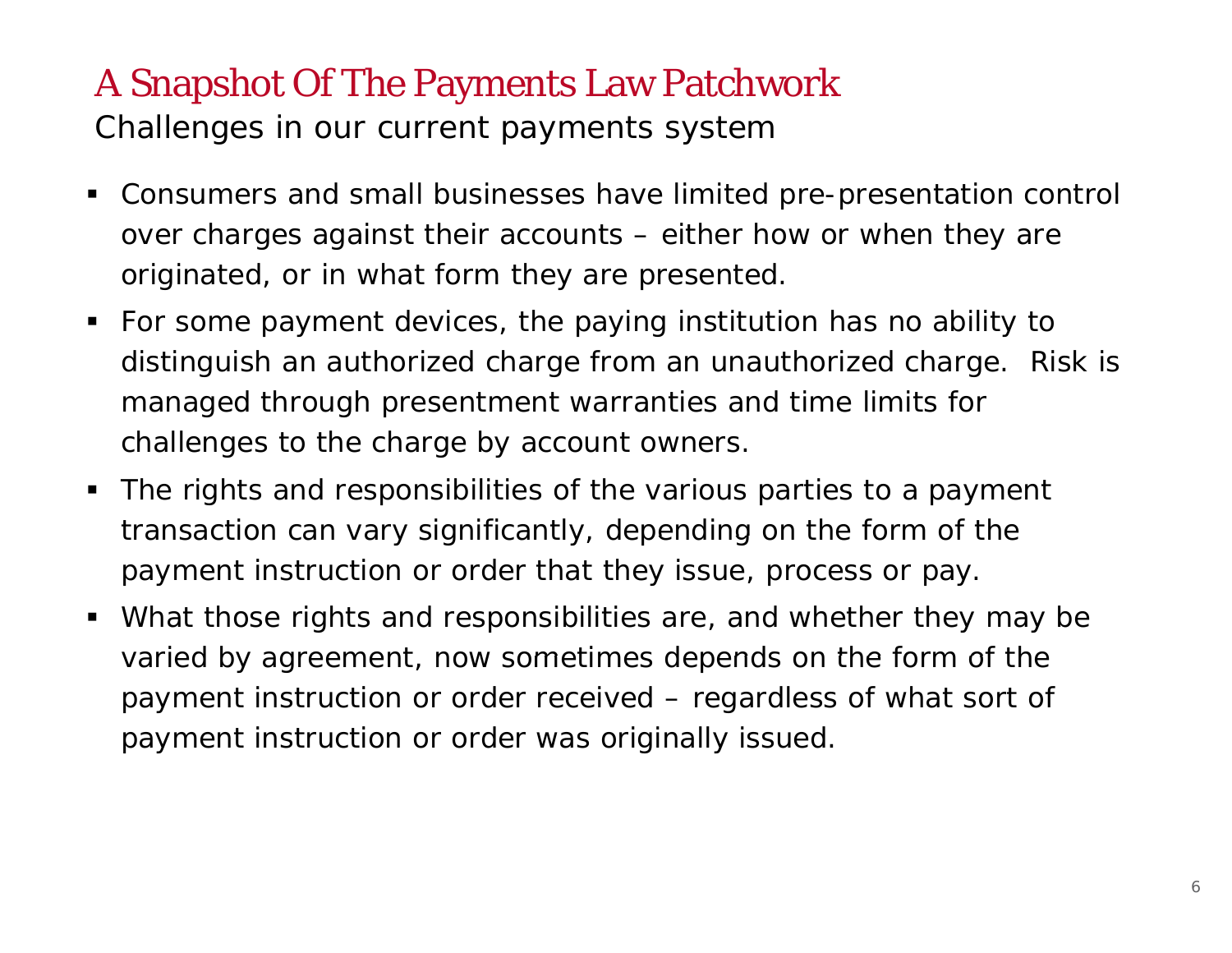# A Snapshot Of The Payments Law Patchwork

## Challenges in our current payments system

- Consumers and small businesses have limited pre-presentation control over charges against their accounts – either how or when they are originated, or in what form they are presented.
- For some payment devices, the paying institution has no ability to distinguish an authorized charge from an unauthorized charge. Risk is managed through presentment warranties and time limits for challenges to the charge by account owners.
- The rights and responsibilities of the various parties to a payment transaction can vary significantly, depending on the form of the payment instruction or order that they issue, process or pay.
- What those rights and responsibilities are, and whether they may be varied by agreement, now sometimes depends on the form of the payment instruction or order received – regardless of what sort of payment instruction or order was originally issued.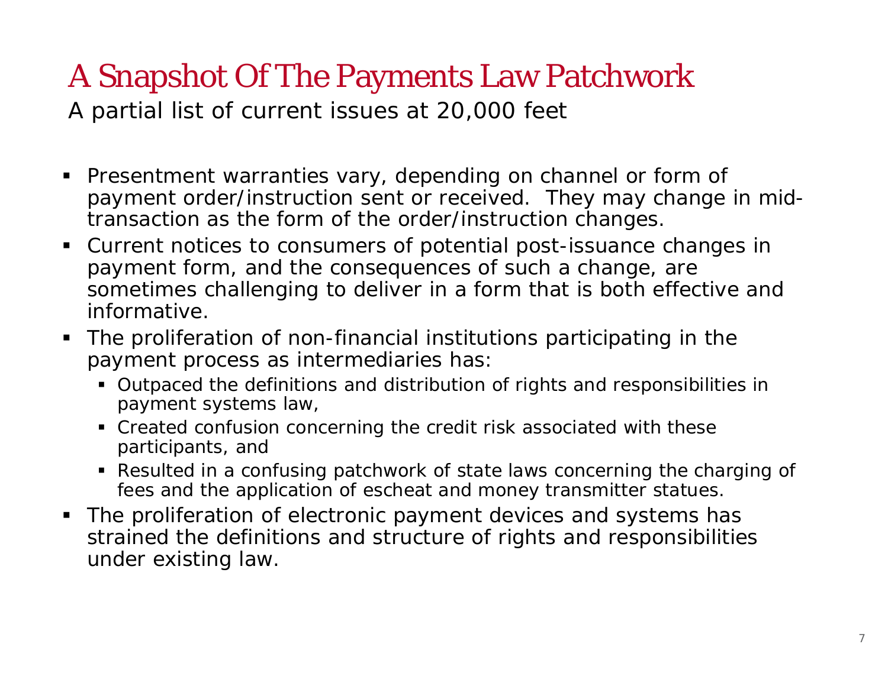# A Snapshot Of The Payments Law Patchwork

A partial list of current issues at 20,000 feet

- Presentment warranties vary, depending on channel or form of payment order/instruction sent or received. They may change in mid-transaction as the form of the order/instruction changes.
- Current notices to consumers of potential post-issuance changes in payment form, and the consequences of such a change, are sometimes challenging to deliver in a form that is both effective and informative.
- The proliferation of non-financial institutions participating in the payment process as intermediaries has:
  - Outpaced the definitions and distribution of rights and responsibilities in payment systems law,
  - Created confusion concerning the credit risk associated with these participants, and
  - Resulted in a confusing patchwork of state laws concerning the charging of fees and the application of escheat and money transmitter statues.
- The proliferation of electronic payment devices and systems has strained the definitions and structure of rights and responsibilities under existing law.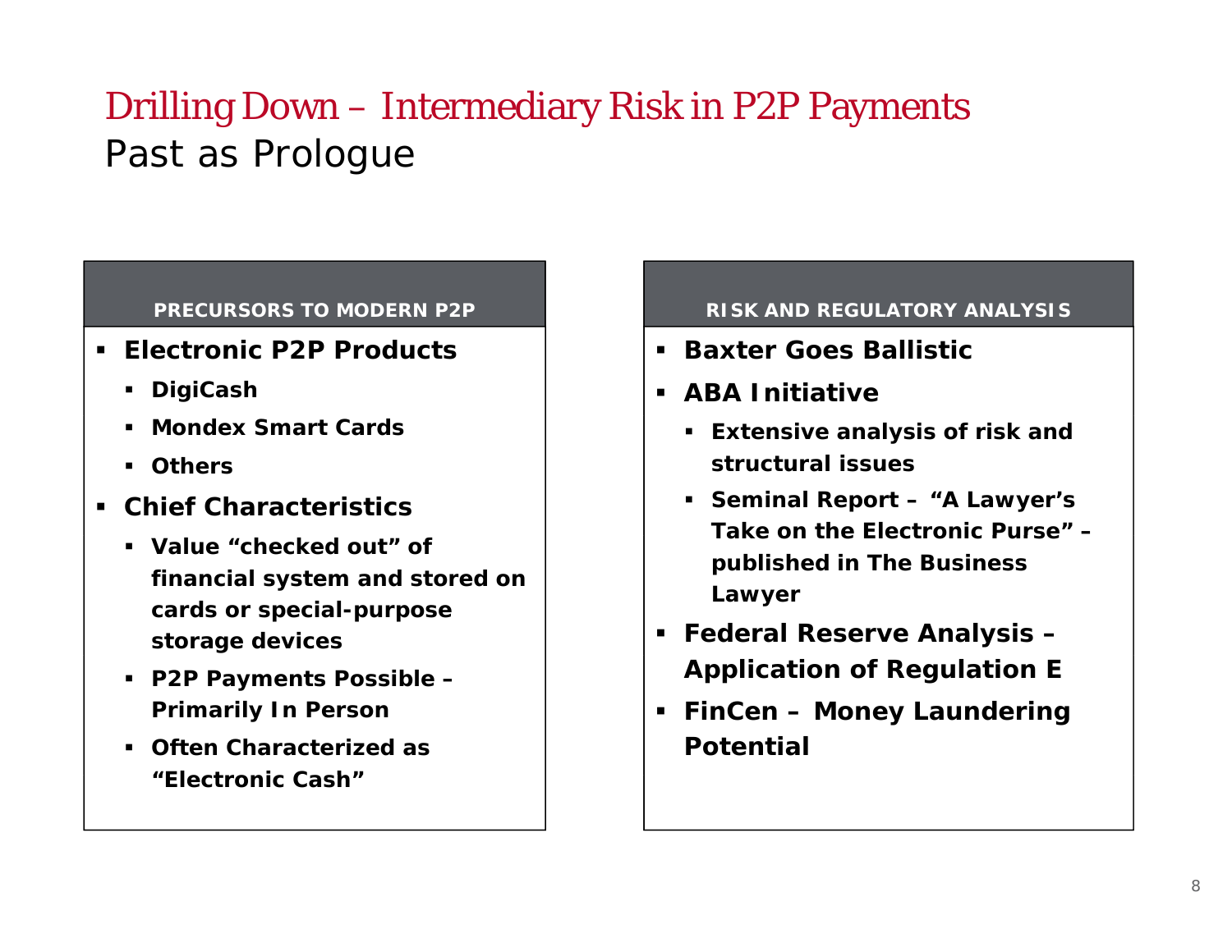# Drilling Down – Intermediary Risk in P2P Payments

## Past as Prologue

### PRECURSORS TO MODERN P2P

- **Electronic P2P Products**
  - **DigiCash**
  - **Mondex Smart Cards**
  - **Others**
- **Chief Characteristics**
  - **Value “checked out” of financial system and stored on cards or special-purpose storage devices**
  - **P2P Payments Possible – Primarily In Person**
  - **Often Characterized as “Electronic Cash”**

### RISK AND REGULATORY ANALYSIS

- **Baxter Goes Ballistic**
- **ABA Initiative**
  - **Extensive analysis of risk and structural issues**
  - **Seminal Report – “A Lawyer’s Take on the Electronic Purse” – published in The Business Lawyer**
- **Federal Reserve Analysis – Application of Regulation E**
- **FinCen – Money Laundering Potential**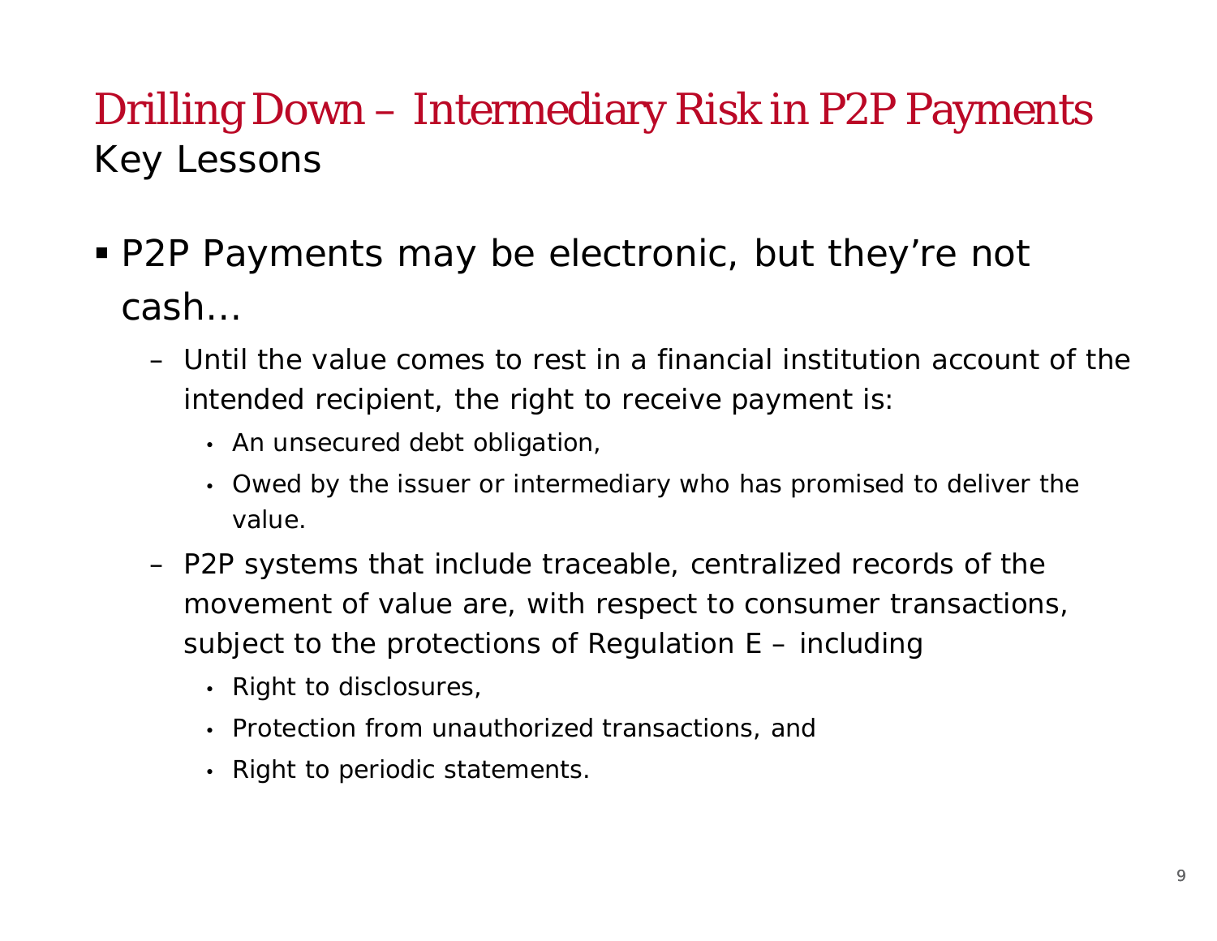# Drilling Down – Intermediary Risk in P2P Payments

## Key Lessons

- P2P Payments may be electronic, but they're not cash…
  - Until the value comes to rest in a financial institution account of the intended recipient, the right to receive payment is:
    - An unsecured debt obligation,
    - Owed by the issuer or intermediary who has promised to deliver the value.
  - P2P systems that include traceable, centralized records of the movement of value are, with respect to consumer transactions, subject to the protections of Regulation E – including
    - Right to disclosures,
    - Protection from unauthorized transactions, and
    - Right to periodic statements.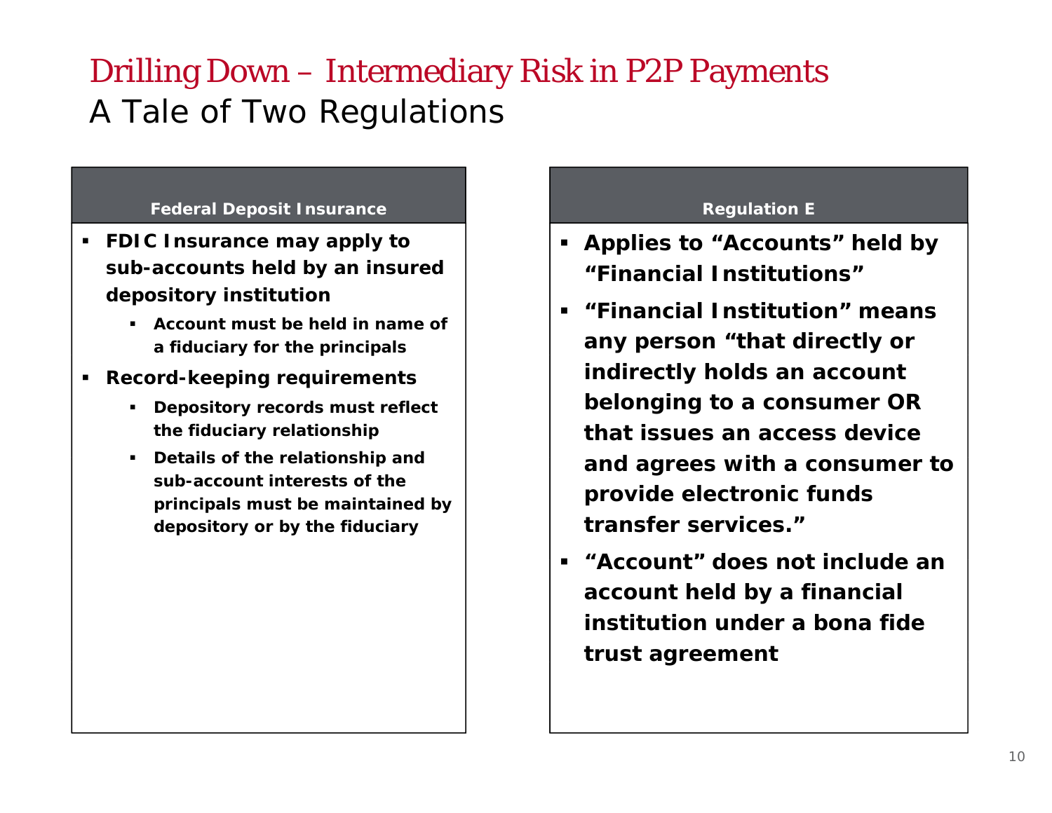# Drilling Down – Intermediary Risk in P2P Payments

## A Tale of Two Regulations

### Federal Deposit Insurance

- **FDIC Insurance may apply to sub-accounts held by an insured depository institution**
  - **Account must be held in name of a fiduciary for the principals**
- **Record-keeping requirements**
  - **Depository records must reflect the fiduciary relationship**
  - **Details of the relationship and sub-account interests of the principals must be maintained by depository or by the fiduciary**

### Regulation E

- **Applies to "Accounts" held by "Financial Institutions"**
- **"Financial Institution" means any person "that directly or indirectly holds an account belonging to a consumer OR that issues an access device and agrees with a consumer to provide electronic funds transfer services."**
- **"Account" does not include an account held by a financial institution under a bona fide trust agreement**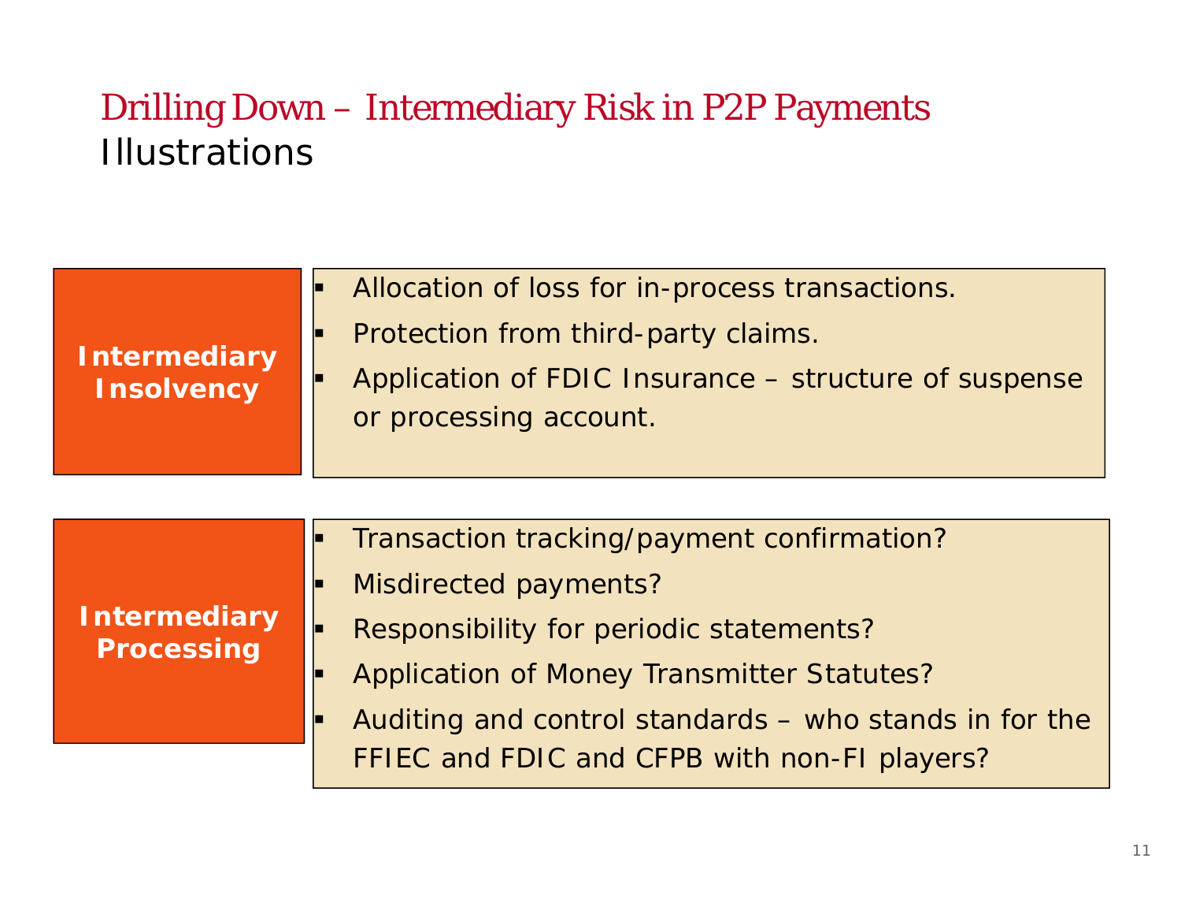# Drilling Down – Intermediary Risk in P2P Payments

## Illustrations

**Intermediary Insolvency**

- Allocation of loss for in-process transactions.
- Protection from third-party claims.
- Application of FDIC Insurance – structure of suspense or processing account.

**Intermediary Processing**

- Transaction tracking/payment confirmation?
- Misdirected payments?
- Responsibility for periodic statements?
- Application of Money Transmitter Statutes?
- Auditing and control standards – who stands in for the FFIEC and FDIC and CFPB with non-FI players?